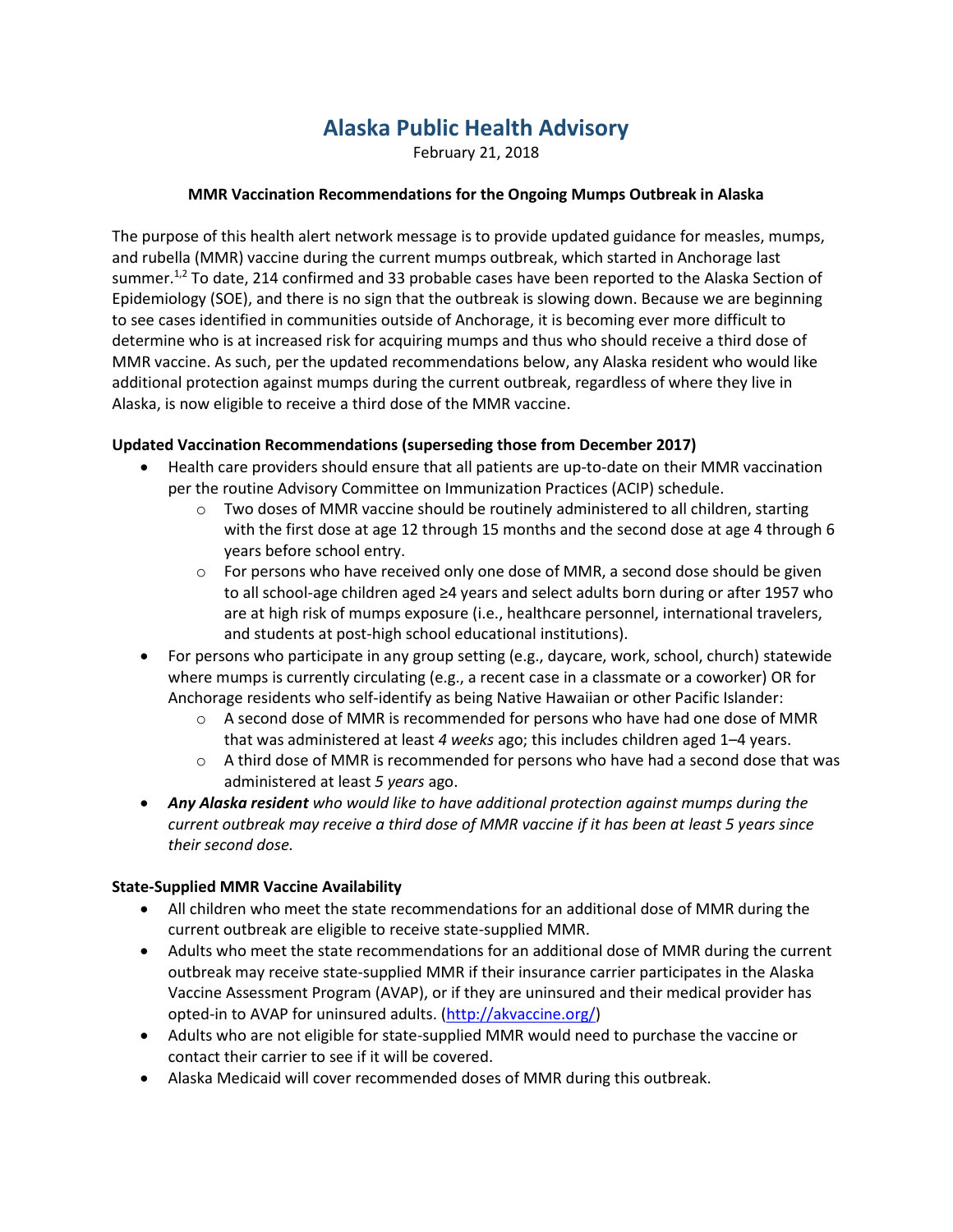# Alaska Public Health Advisory

February 21, 2018

**MMR Vaccination Recommendations for the Ongoing Mumps Outbreak in Alaska**

The purpose of this health alert network message is to provide updated guidance for measles, mumps, and rubella (MMR) vaccine during the current mumps outbreak, which started in Anchorage last summer.[1,2] To date, 214 confirmed and 33 probable cases have been reported to the Alaska Section of Epidemiology (SOE), and there is no sign that the outbreak is slowing down. Because we are beginning to see cases identified in communities outside of Anchorage, it is becoming ever more difficult to determine who is at increased risk for acquiring mumps and thus who should receive a third dose of MMR vaccine. As such, per the updated recommendations below, any Alaska resident who would like additional protection against mumps during the current outbreak, regardless of where they live in Alaska, is now eligible to receive a third dose of the MMR vaccine.

**Updated Vaccination Recommendations (superseding those from December 2017)**

- Health care providers should ensure that all patients are up-to-date on their MMR vaccination per the routine Advisory Committee on Immunization Practices (ACIP) schedule.
  - Two doses of MMR vaccine should be routinely administered to all children, starting with the first dose at age 12 through 15 months and the second dose at age 4 through 6 years before school entry.
  - For persons who have received only one dose of MMR, a second dose should be given to all school-age children aged ≥4 years and select adults born during or after 1957 who are at high risk of mumps exposure (i.e., healthcare personnel, international travelers, and students at post-high school educational institutions).
- For persons who participate in any group setting (e.g., daycare, work, school, church) statewide where mumps is currently circulating (e.g., a recent case in a classmate or a coworker) OR for Anchorage residents who self-identify as being Native Hawaiian or other Pacific Islander:
  - A second dose of MMR is recommended for persons who have had one dose of MMR that was administered at least *4 weeks* ago; this includes children aged 1–4 years.
  - A third dose of MMR is recommended for persons who have had a second dose that was administered at least *5 years* ago.
- ***Any Alaska resident** who would like to have additional protection against mumps during the current outbreak may receive a third dose of MMR vaccine if it has been at least 5 years since their second dose.*

**State-Supplied MMR Vaccine Availability**

- All children who meet the state recommendations for an additional dose of MMR during the current outbreak are eligible to receive state-supplied MMR.
- Adults who meet the state recommendations for an additional dose of MMR during the current outbreak may receive state-supplied MMR if their insurance carrier participates in the Alaska Vaccine Assessment Program (AVAP), or if they are uninsured and their medical provider has opted-in to AVAP for uninsured adults. (http://akvaccine.org/)
- Adults who are not eligible for state-supplied MMR would need to purchase the vaccine or contact their carrier to see if it will be covered.
- Alaska Medicaid will cover recommended doses of MMR during this outbreak.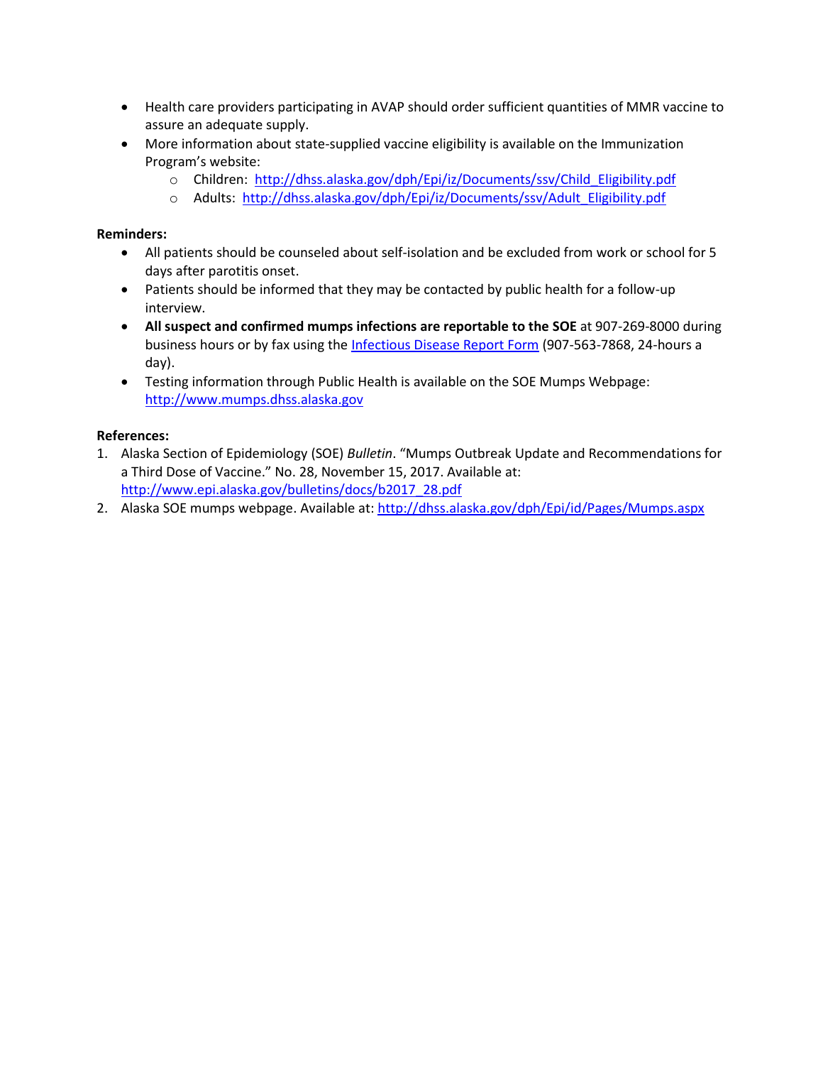- Health care providers participating in AVAP should order sufficient quantities of MMR vaccine to assure an adequate supply.
- More information about state-supplied vaccine eligibility is available on the Immunization Program's website:
  - Children: http://dhss.alaska.gov/dph/Epi/iz/Documents/ssv/Child_Eligibility.pdf
  - Adults: http://dhss.alaska.gov/dph/Epi/iz/Documents/ssv/Adult_Eligibility.pdf

**Reminders:**

- All patients should be counseled about self-isolation and be excluded from work or school for 5 days after parotitis onset.
- Patients should be informed that they may be contacted by public health for a follow-up interview.
- **All suspect and confirmed mumps infections are reportable to the SOE** at 907-269-8000 during business hours or by fax using the Infectious Disease Report Form (907-563-7868, 24-hours a day).
- Testing information through Public Health is available on the SOE Mumps Webpage: http://www.mumps.dhss.alaska.gov

**References:**

1. Alaska Section of Epidemiology (SOE) *Bulletin*. "Mumps Outbreak Update and Recommendations for a Third Dose of Vaccine." No. 28, November 15, 2017. Available at: http://www.epi.alaska.gov/bulletins/docs/b2017_28.pdf
2. Alaska SOE mumps webpage. Available at: http://dhss.alaska.gov/dph/Epi/id/Pages/Mumps.aspx